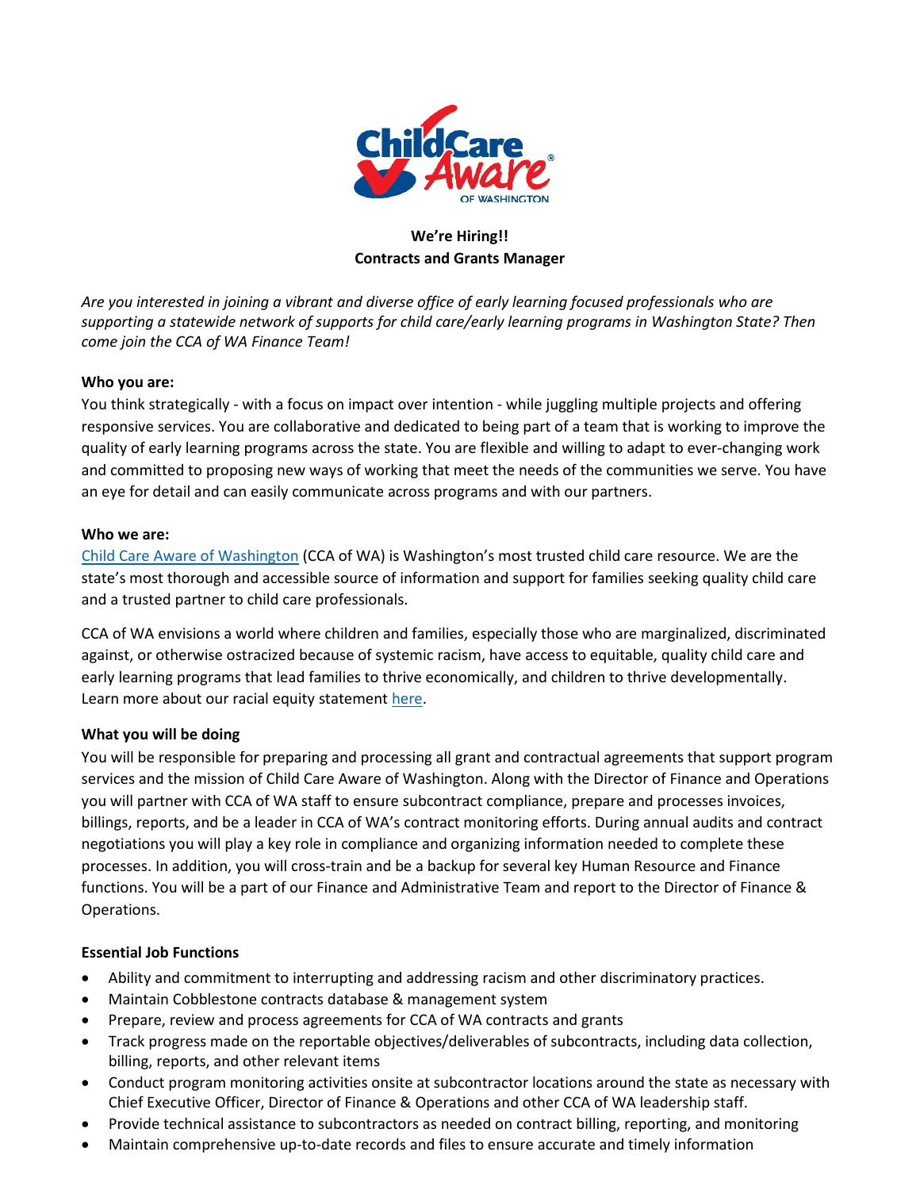**We're Hiring!!**
**Contracts and Grants Manager**

*Are you interested in joining a vibrant and diverse office of early learning focused professionals who are supporting a statewide network of supports for child care/early learning programs in Washington State? Then come join the CCA of WA Finance Team!*

**Who you are:**
You think strategically - with a focus on impact over intention - while juggling multiple projects and offering responsive services. You are collaborative and dedicated to being part of a team that is working to improve the quality of early learning programs across the state. You are flexible and willing to adapt to ever-changing work and committed to proposing new ways of working that meet the needs of the communities we serve. You have an eye for detail and can easily communicate across programs and with our partners.

**Who we are:**
Child Care Aware of Washington (CCA of WA) is Washington's most trusted child care resource. We are the state's most thorough and accessible source of information and support for families seeking quality child care and a trusted partner to child care professionals.

CCA of WA envisions a world where children and families, especially those who are marginalized, discriminated against, or otherwise ostracized because of systemic racism, have access to equitable, quality child care and early learning programs that lead families to thrive economically, and children to thrive developmentally. Learn more about our racial equity statement here.

**What you will be doing**
You will be responsible for preparing and processing all grant and contractual agreements that support program services and the mission of Child Care Aware of Washington. Along with the Director of Finance and Operations you will partner with CCA of WA staff to ensure subcontract compliance, prepare and processes invoices, billings, reports, and be a leader in CCA of WA's contract monitoring efforts. During annual audits and contract negotiations you will play a key role in compliance and organizing information needed to complete these processes. In addition, you will cross-train and be a backup for several key Human Resource and Finance functions. You will be a part of our Finance and Administrative Team and report to the Director of Finance & Operations.

**Essential Job Functions**

- Ability and commitment to interrupting and addressing racism and other discriminatory practices.
- Maintain Cobblestone contracts database & management system
- Prepare, review and process agreements for CCA of WA contracts and grants
- Track progress made on the reportable objectives/deliverables of subcontracts, including data collection, billing, reports, and other relevant items
- Conduct program monitoring activities onsite at subcontractor locations around the state as necessary with Chief Executive Officer, Director of Finance & Operations and other CCA of WA leadership staff.
- Provide technical assistance to subcontractors as needed on contract billing, reporting, and monitoring
- Maintain comprehensive up-to-date records and files to ensure accurate and timely information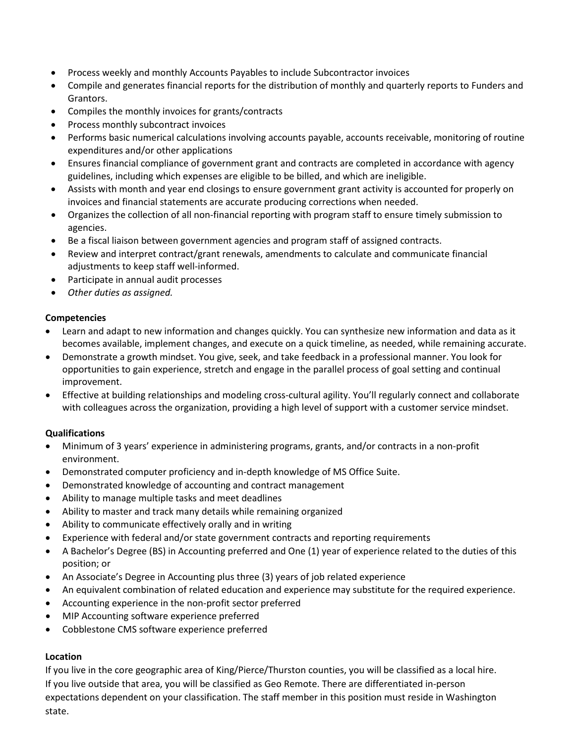- Process weekly and monthly Accounts Payables to include Subcontractor invoices
- Compile and generates financial reports for the distribution of monthly and quarterly reports to Funders and Grantors.
- Compiles the monthly invoices for grants/contracts
- Process monthly subcontract invoices
- Performs basic numerical calculations involving accounts payable, accounts receivable, monitoring of routine expenditures and/or other applications
- Ensures financial compliance of government grant and contracts are completed in accordance with agency guidelines, including which expenses are eligible to be billed, and which are ineligible.
- Assists with month and year end closings to ensure government grant activity is accounted for properly on invoices and financial statements are accurate producing corrections when needed.
- Organizes the collection of all non-financial reporting with program staff to ensure timely submission to agencies.
- Be a fiscal liaison between government agencies and program staff of assigned contracts.
- Review and interpret contract/grant renewals, amendments to calculate and communicate financial adjustments to keep staff well-informed.
- Participate in annual audit processes
- *Other duties as assigned.*

**Competencies**

- Learn and adapt to new information and changes quickly. You can synthesize new information and data as it becomes available, implement changes, and execute on a quick timeline, as needed, while remaining accurate.
- Demonstrate a growth mindset. You give, seek, and take feedback in a professional manner. You look for opportunities to gain experience, stretch and engage in the parallel process of goal setting and continual improvement.
- Effective at building relationships and modeling cross-cultural agility. You'll regularly connect and collaborate with colleagues across the organization, providing a high level of support with a customer service mindset.

**Qualifications**

- Minimum of 3 years' experience in administering programs, grants, and/or contracts in a non-profit environment.
- Demonstrated computer proficiency and in-depth knowledge of MS Office Suite.
- Demonstrated knowledge of accounting and contract management
- Ability to manage multiple tasks and meet deadlines
- Ability to master and track many details while remaining organized
- Ability to communicate effectively orally and in writing
- Experience with federal and/or state government contracts and reporting requirements
- A Bachelor's Degree (BS) in Accounting preferred and One (1) year of experience related to the duties of this position; or
- An Associate's Degree in Accounting plus three (3) years of job related experience
- An equivalent combination of related education and experience may substitute for the required experience.
- Accounting experience in the non-profit sector preferred
- MIP Accounting software experience preferred
- Cobblestone CMS software experience preferred

**Location**

If you live in the core geographic area of King/Pierce/Thurston counties, you will be classified as a local hire. If you live outside that area, you will be classified as Geo Remote. There are differentiated in-person expectations dependent on your classification. The staff member in this position must reside in Washington state.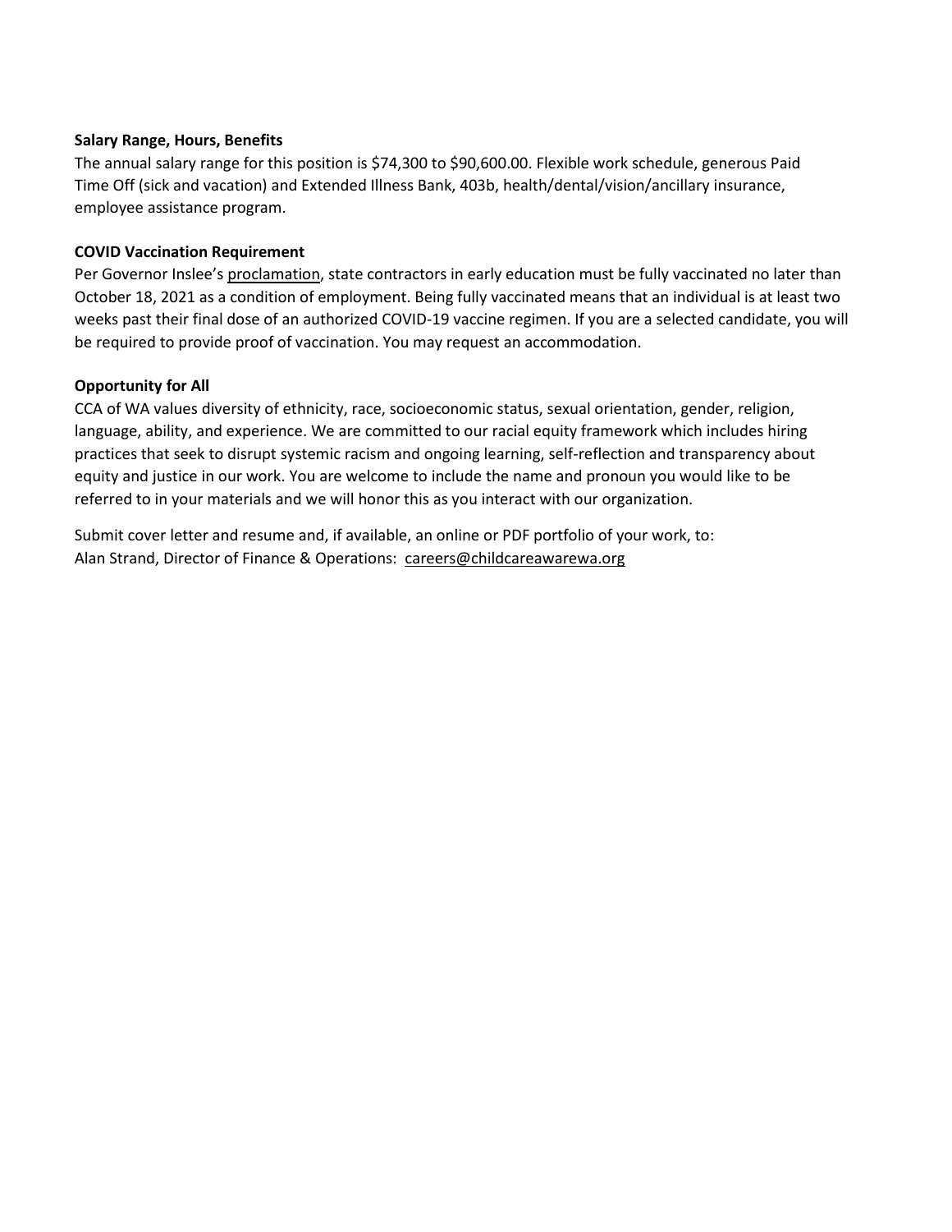**Salary Range, Hours, Benefits**

The annual salary range for this position is $74,300 to $90,600.00. Flexible work schedule, generous Paid Time Off (sick and vacation) and Extended Illness Bank, 403b, health/dental/vision/ancillary insurance, employee assistance program.

**COVID Vaccination Requirement**

Per Governor Inslee's proclamation, state contractors in early education must be fully vaccinated no later than October 18, 2021 as a condition of employment. Being fully vaccinated means that an individual is at least two weeks past their final dose of an authorized COVID-19 vaccine regimen. If you are a selected candidate, you will be required to provide proof of vaccination. You may request an accommodation.

**Opportunity for All**

CCA of WA values diversity of ethnicity, race, socioeconomic status, sexual orientation, gender, religion, language, ability, and experience. We are committed to our racial equity framework which includes hiring practices that seek to disrupt systemic racism and ongoing learning, self-reflection and transparency about equity and justice in our work. You are welcome to include the name and pronoun you would like to be referred to in your materials and we will honor this as you interact with our organization.

Submit cover letter and resume and, if available, an online or PDF portfolio of your work, to:
Alan Strand, Director of Finance & Operations: careers@childcareawarewa.org